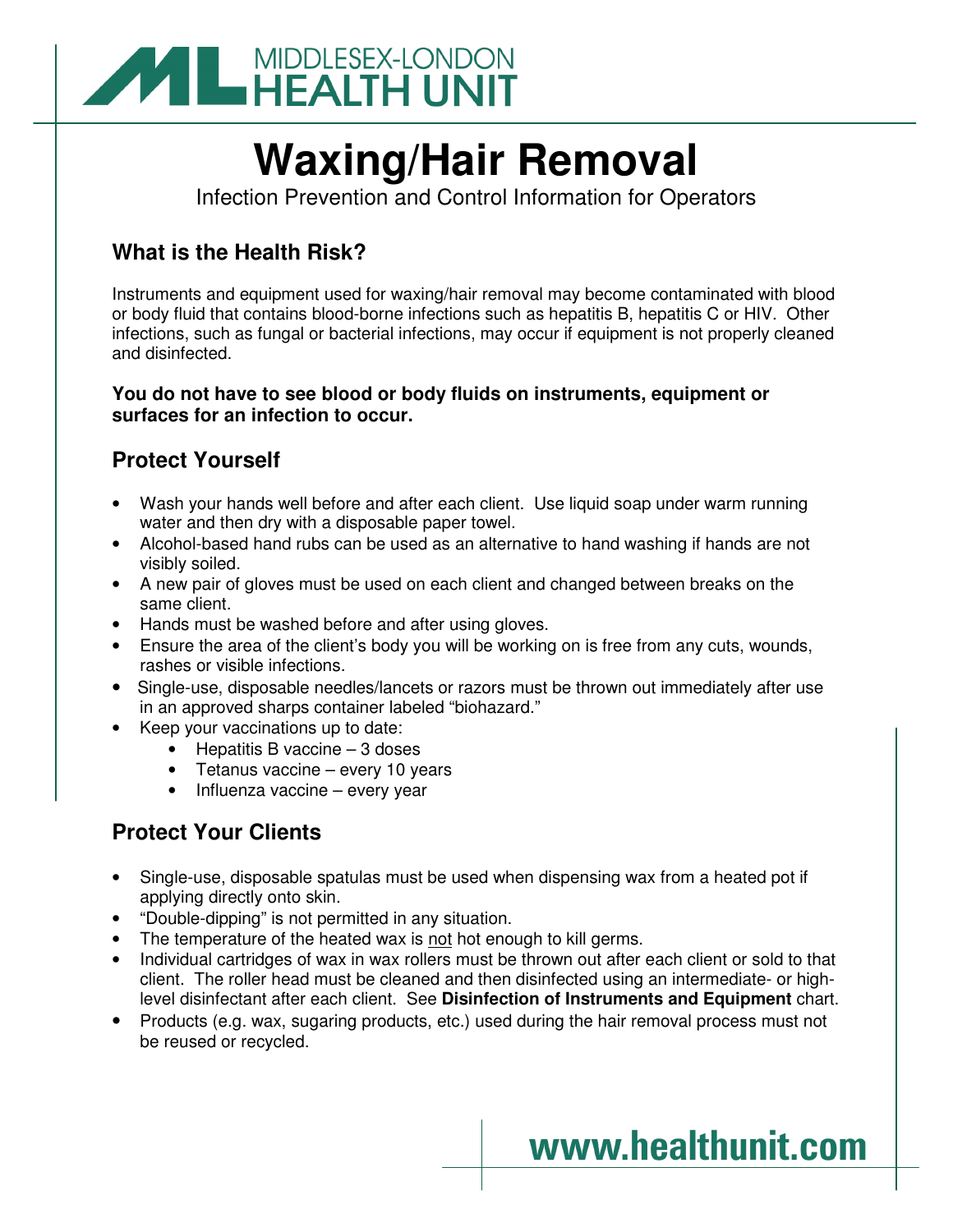MIDDLESEX-LONDON HEALTH UNIT

# Waxing/Hair Removal

Infection Prevention and Control Information for Operators

## What is the Health Risk?

Instruments and equipment used for waxing/hair removal may become contaminated with blood or body fluid that contains blood-borne infections such as hepatitis B, hepatitis C or HIV. Other infections, such as fungal or bacterial infections, may occur if equipment is not properly cleaned and disinfected.

**You do not have to see blood or body fluids on instruments, equipment or surfaces for an infection to occur.**

## Protect Yourself

- Wash your hands well before and after each client. Use liquid soap under warm running water and then dry with a disposable paper towel.
- Alcohol-based hand rubs can be used as an alternative to hand washing if hands are not visibly soiled.
- A new pair of gloves must be used on each client and changed between breaks on the same client.
- Hands must be washed before and after using gloves.
- Ensure the area of the client's body you will be working on is free from any cuts, wounds, rashes or visible infections.
- Single-use, disposable needles/lancets or razors must be thrown out immediately after use in an approved sharps container labeled "biohazard."
- Keep your vaccinations up to date:
    - Hepatitis B vaccine – 3 doses
    - Tetanus vaccine – every 10 years
    - Influenza vaccine – every year

## Protect Your Clients

- Single-use, disposable spatulas must be used when dispensing wax from a heated pot if applying directly onto skin.
- "Double-dipping" is not permitted in any situation.
- The temperature of the heated wax is not hot enough to kill germs.
- Individual cartridges of wax in wax rollers must be thrown out after each client or sold to that client. The roller head must be cleaned and then disinfected using an intermediate- or high-level disinfectant after each client. See **Disinfection of Instruments and Equipment** chart.
- Products (e.g. wax, sugaring products, etc.) used during the hair removal process must not be reused or recycled.

**www.healthunit.com**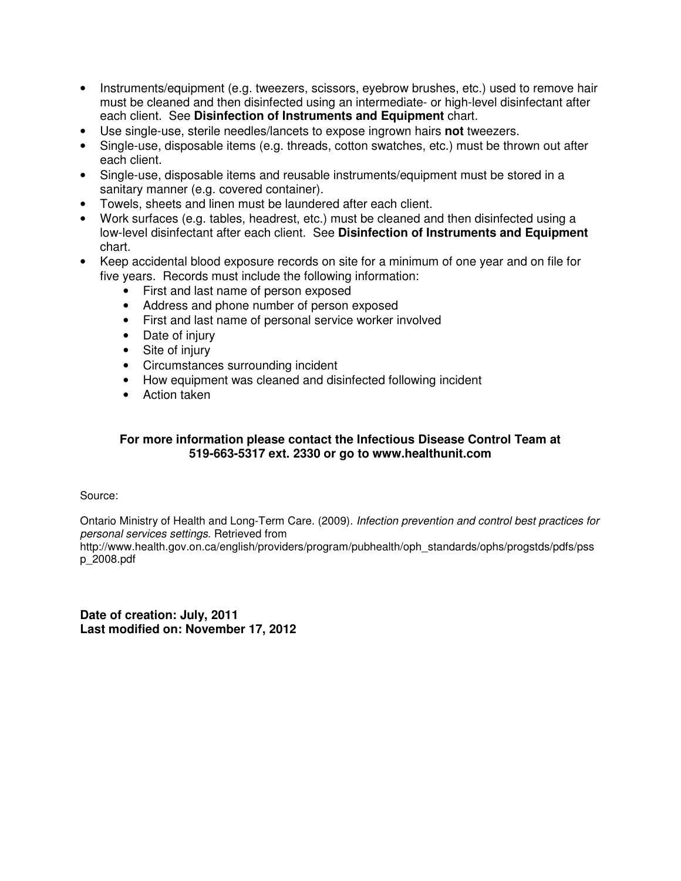- Instruments/equipment (e.g. tweezers, scissors, eyebrow brushes, etc.) used to remove hair must be cleaned and then disinfected using an intermediate- or high-level disinfectant after each client. See **Disinfection of Instruments and Equipment** chart.
- Use single-use, sterile needles/lancets to expose ingrown hairs **not** tweezers.
- Single-use, disposable items (e.g. threads, cotton swatches, etc.) must be thrown out after each client.
- Single-use, disposable items and reusable instruments/equipment must be stored in a sanitary manner (e.g. covered container).
- Towels, sheets and linen must be laundered after each client.
- Work surfaces (e.g. tables, headrest, etc.) must be cleaned and then disinfected using a low-level disinfectant after each client. See **Disinfection of Instruments and Equipment** chart.
- Keep accidental blood exposure records on site for a minimum of one year and on file for five years. Records must include the following information:
  - First and last name of person exposed
  - Address and phone number of person exposed
  - First and last name of personal service worker involved
  - Date of injury
  - Site of injury
  - Circumstances surrounding incident
  - How equipment was cleaned and disinfected following incident
  - Action taken

**For more information please contact the Infectious Disease Control Team at 519-663-5317 ext. 2330 or go to www.healthunit.com**

Source:

Ontario Ministry of Health and Long-Term Care. (2009). *Infection prevention and control best practices for personal services settings*. Retrieved from http://www.health.gov.on.ca/english/providers/program/pubhealth/oph_standards/ophs/progstds/pdfs/pssp_2008.pdf

**Date of creation: July, 2011**
**Last modified on: November 17, 2012**